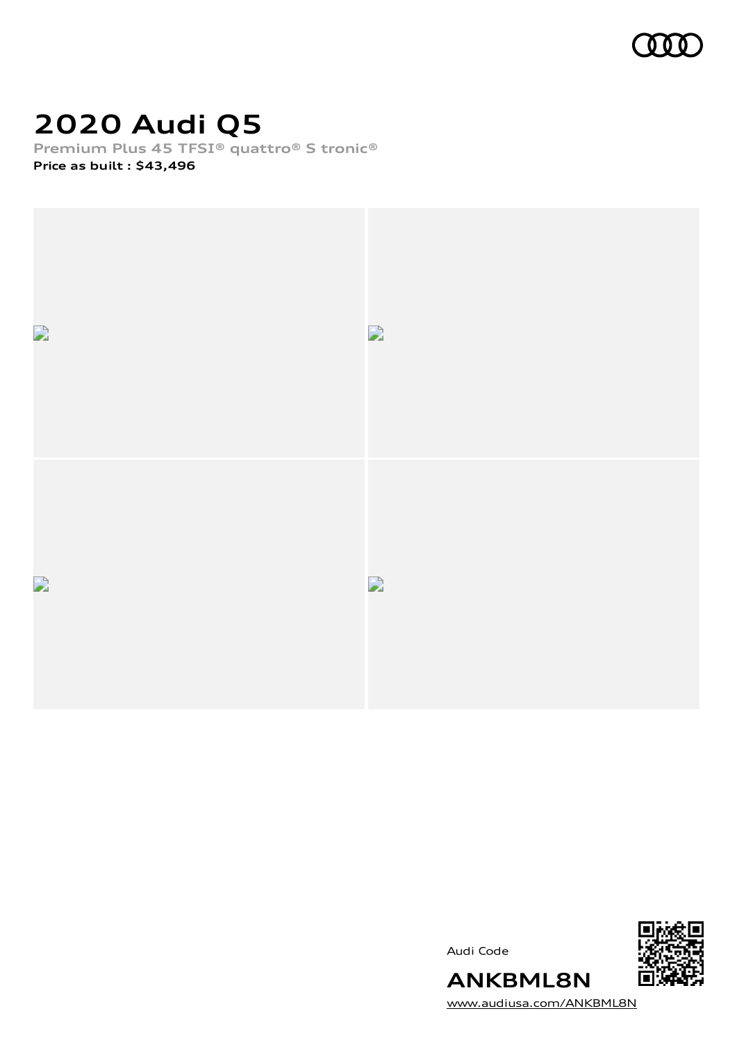# 2020 Audi Q5

Premium Plus 45 TFSI® quattro® S tronic®

**Price as built : $43,496**

Audi Code

**ANKBML8N**

www.audiusa.com/ANKBML8N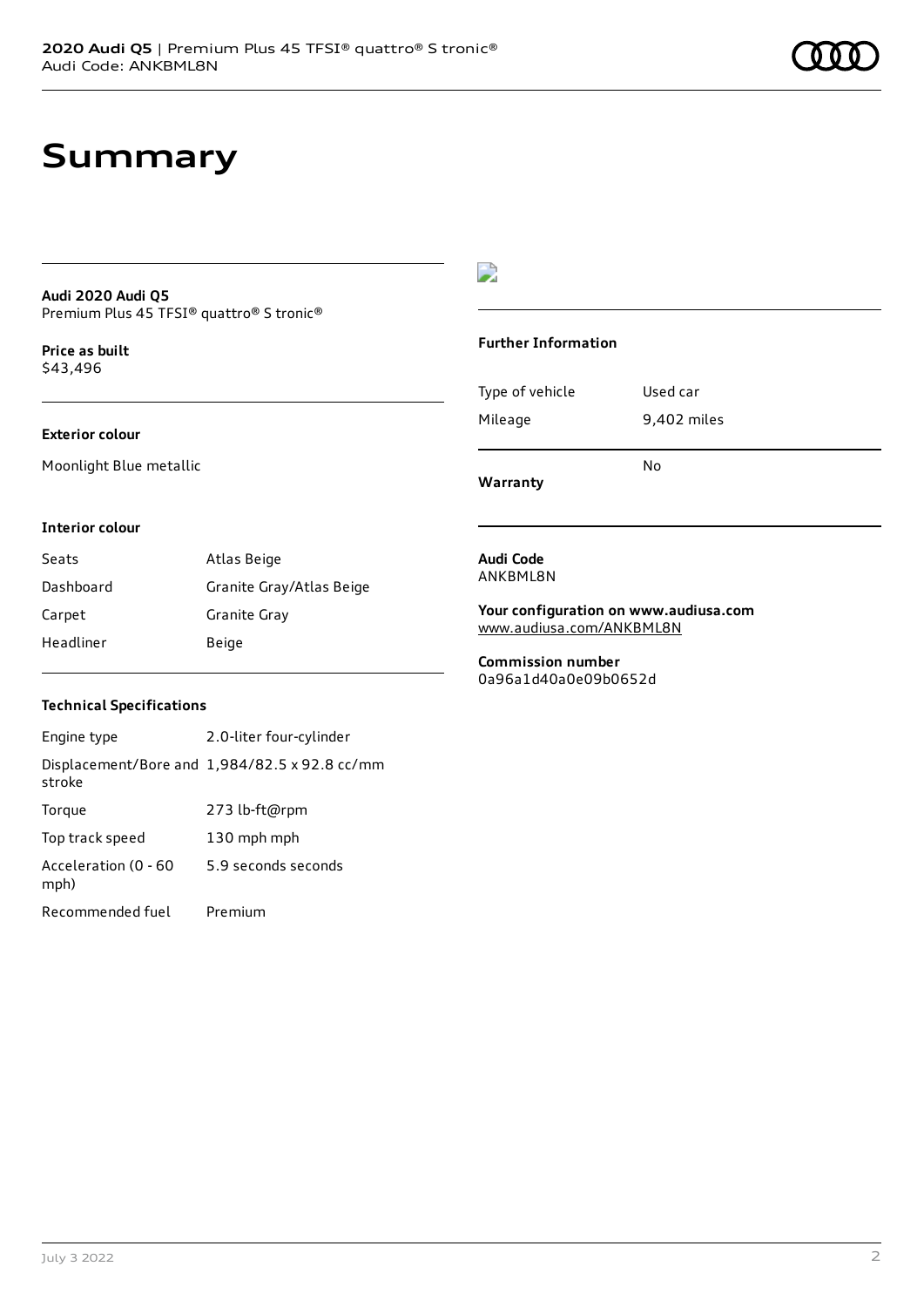# Summary

**Audi 2020 Audi Q5**
Premium Plus 45 TFSI® quattro® S tronic®

**Price as built**
$43,496

**Exterior colour**

Moonlight Blue metallic

**Interior colour**

| | |
|---|---|
| Seats | Atlas Beige |
| Dashboard | Granite Gray/Atlas Beige |
| Carpet | Granite Gray |
| Headliner | Beige |

**Technical Specifications**

| | |
|---|---|
| Engine type | 2.0-liter four-cylinder |
| Displacement/Bore and stroke | 1,984/82.5 x 92.8 cc/mm |
| Torque | 273 lb-ft@rpm |
| Top track speed | 130 mph mph |
| Acceleration (0 - 60 mph) | 5.9 seconds seconds |
| Recommended fuel | Premium |

**Further Information**

| | |
|---|---|
| Type of vehicle | Used car |
| Mileage | 9,402 miles |
| **Warranty** | No |

**Audi Code**
ANKBML8N

**Your configuration on www.audiusa.com**
www.audiusa.com/ANKBML8N

**Commission number**
0a96a1d40a0e09b0652d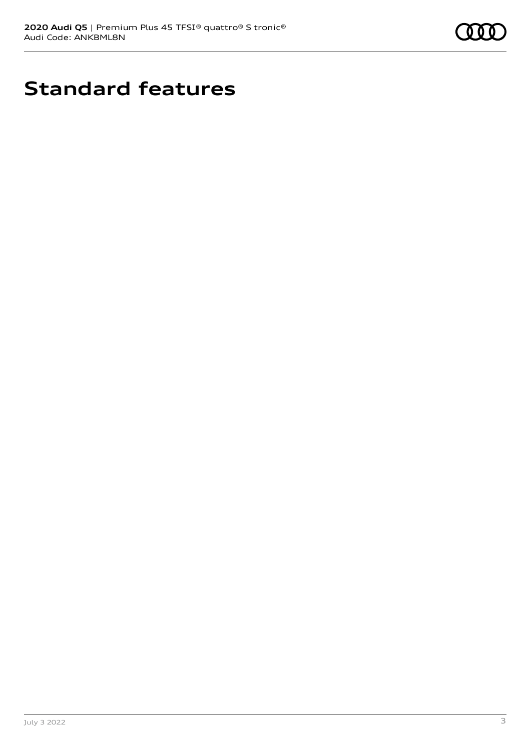# Standard features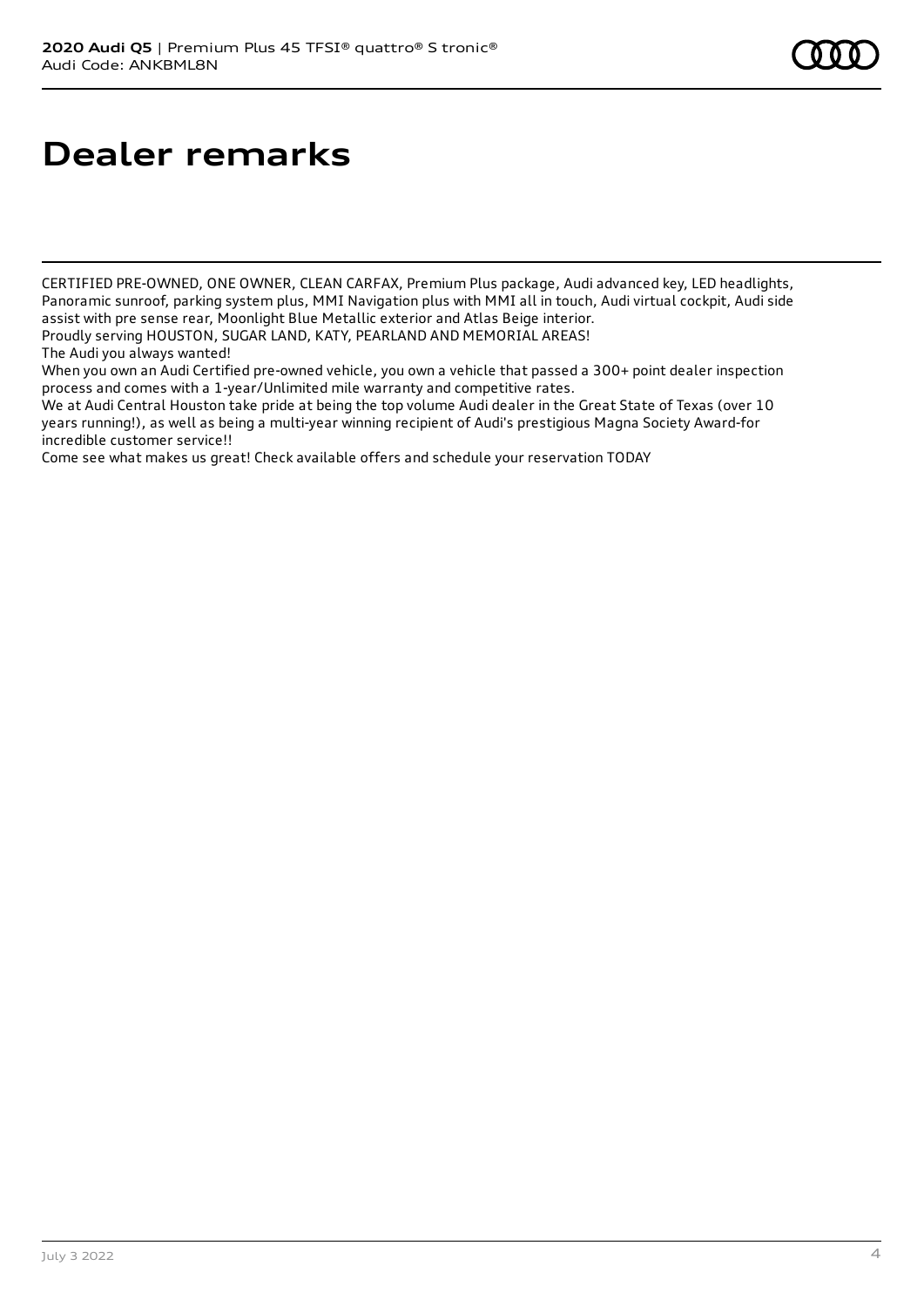# Dealer remarks

CERTIFIED PRE-OWNED, ONE OWNER, CLEAN CARFAX, Premium Plus package, Audi advanced key, LED headlights, Panoramic sunroof, parking system plus, MMI Navigation plus with MMI all in touch, Audi virtual cockpit, Audi side assist with pre sense rear, Moonlight Blue Metallic exterior and Atlas Beige interior.
Proudly serving HOUSTON, SUGAR LAND, KATY, PEARLAND AND MEMORIAL AREAS!
The Audi you always wanted!
When you own an Audi Certified pre-owned vehicle, you own a vehicle that passed a 300+ point dealer inspection process and comes with a 1-year/Unlimited mile warranty and competitive rates.
We at Audi Central Houston take pride at being the top volume Audi dealer in the Great State of Texas (over 10 years running!), as well as being a multi-year winning recipient of Audi's prestigious Magna Society Award-for incredible customer service!!
Come see what makes us great! Check available offers and schedule your reservation TODAY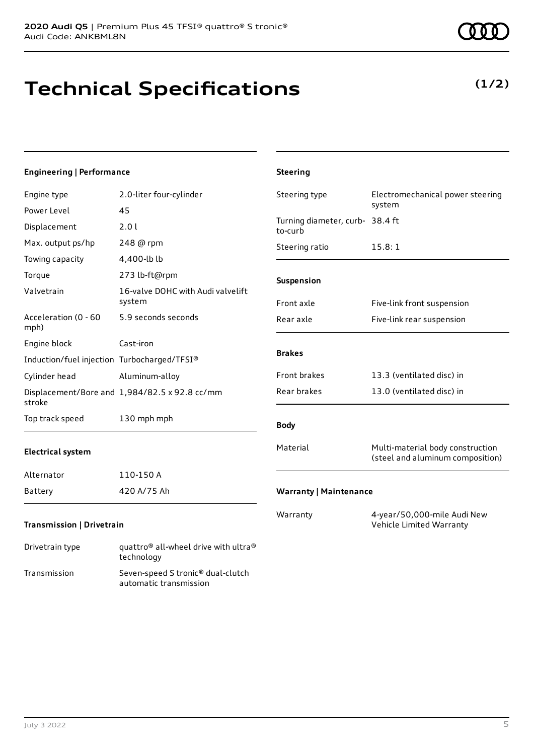# Technical Specifications

**(1/2)**

#### Engineering | Performance

| | |
|---|---|
| Engine type | 2.0-liter four-cylinder |
| Power Level | 45 |
| Displacement | 2.0 l |
| Max. output ps/hp | 248 @ rpm |
| Towing capacity | 4,400-lb lb |
| Torque | 273 lb-ft@rpm |
| Valvetrain | 16-valve DOHC with Audi valvelift system |
| Acceleration (0 - 60 mph) | 5.9 seconds seconds |
| Engine block | Cast-iron |
| Induction/fuel injection | Turbocharged/TFSI® |
| Cylinder head | Aluminum-alloy |
| Displacement/Bore and stroke | 1,984/82.5 x 92.8 cc/mm |
| Top track speed | 130 mph mph |

#### Electrical system

| | |
|---|---|
| Alternator | 110-150 A |
| Battery | 420 A/75 Ah |

#### Transmission | Drivetrain

| | |
|---|---|
| Drivetrain type | quattro® all-wheel drive with ultra® technology |
| Transmission | Seven-speed S tronic® dual-clutch automatic transmission |

#### Steering

| | |
|---|---|
| Steering type | Electromechanical power steering system |
| Turning diameter, curb-to-curb | 38.4 ft |
| Steering ratio | 15.8: 1 |

#### Suspension

| | |
|---|---|
| Front axle | Five-link front suspension |
| Rear axle | Five-link rear suspension |

#### Brakes

| | |
|---|---|
| Front brakes | 13.3 (ventilated disc) in |
| Rear brakes | 13.0 (ventilated disc) in |

#### Body

| | |
|---|---|
| Material | Multi-material body construction (steel and aluminum composition) |

#### Warranty | Maintenance

| | |
|---|---|
| Warranty | 4-year/50,000-mile Audi New Vehicle Limited Warranty |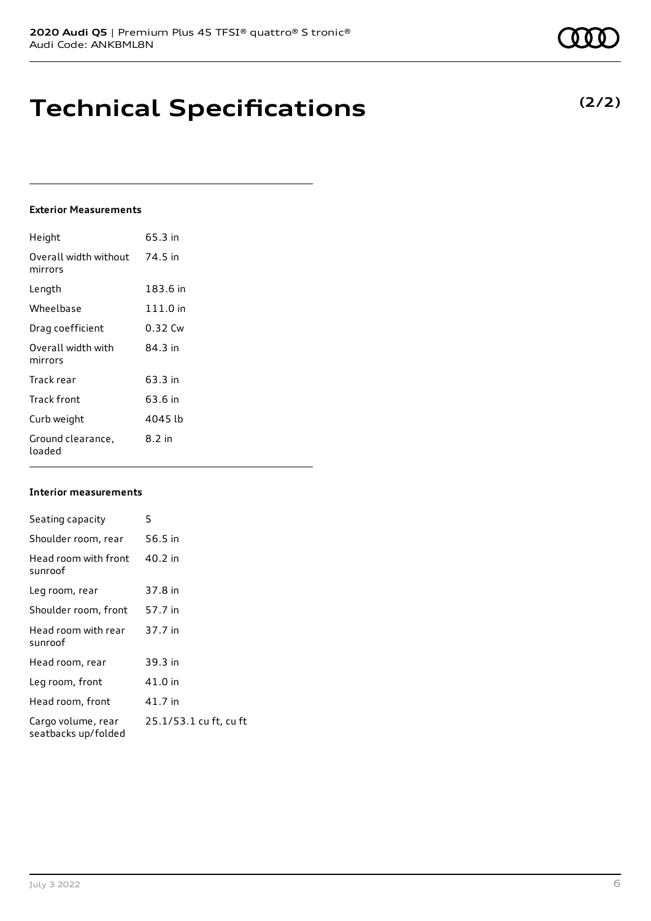# Technical Specifications

**(2/2)**

### Exterior Measurements

| | |
|---|---|
| Height | 65.3 in |
| Overall width without mirrors | 74.5 in |
| Length | 183.6 in |
| Wheelbase | 111.0 in |
| Drag coefficient | 0.32 Cw |
| Overall width with mirrors | 84.3 in |
| Track rear | 63.3 in |
| Track front | 63.6 in |
| Curb weight | 4045 lb |
| Ground clearance, loaded | 8.2 in |

### Interior measurements

| | |
|---|---|
| Seating capacity | 5 |
| Shoulder room, rear | 56.5 in |
| Head room with front sunroof | 40.2 in |
| Leg room, rear | 37.8 in |
| Shoulder room, front | 57.7 in |
| Head room with rear sunroof | 37.7 in |
| Head room, rear | 39.3 in |
| Leg room, front | 41.0 in |
| Head room, front | 41.7 in |
| Cargo volume, rear seatbacks up/folded | 25.1/53.1 cu ft, cu ft |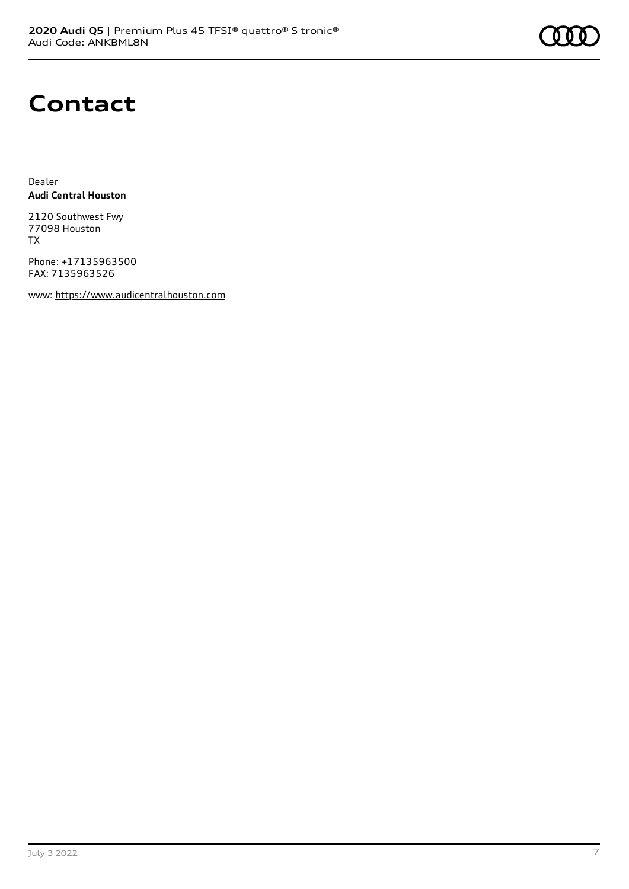# Contact

Dealer
**Audi Central Houston**

2120 Southwest Fwy
77098 Houston
TX

Phone: +17135963500
FAX: 7135963526

www: https://www.audicentralhouston.com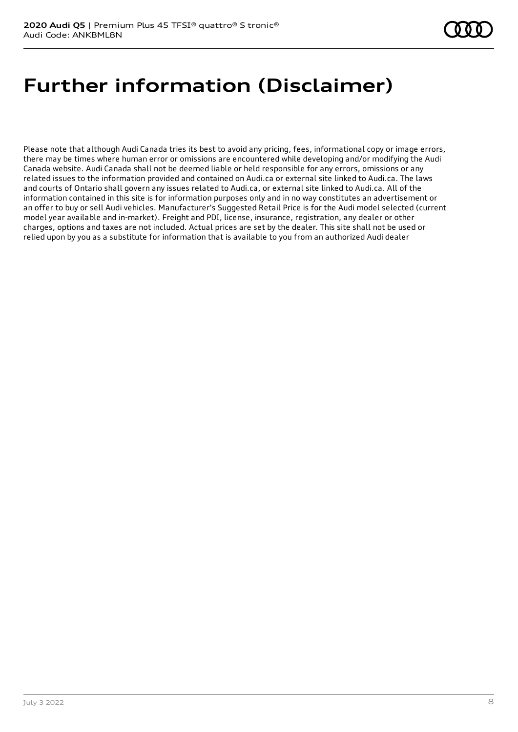# Further information (Disclaimer)

Please note that although Audi Canada tries its best to avoid any pricing, fees, informational copy or image errors, there may be times where human error or omissions are encountered while developing and/or modifying the Audi Canada website. Audi Canada shall not be deemed liable or held responsible for any errors, omissions or any related issues to the information provided and contained on Audi.ca or external site linked to Audi.ca. The laws and courts of Ontario shall govern any issues related to Audi.ca, or external site linked to Audi.ca. All of the information contained in this site is for information purposes only and in no way constitutes an advertisement or an offer to buy or sell Audi vehicles. Manufacturer's Suggested Retail Price is for the Audi model selected (current model year available and in-market). Freight and PDI, license, insurance, registration, any dealer or other charges, options and taxes are not included. Actual prices are set by the dealer. This site shall not be used or relied upon by you as a substitute for information that is available to you from an authorized Audi dealer